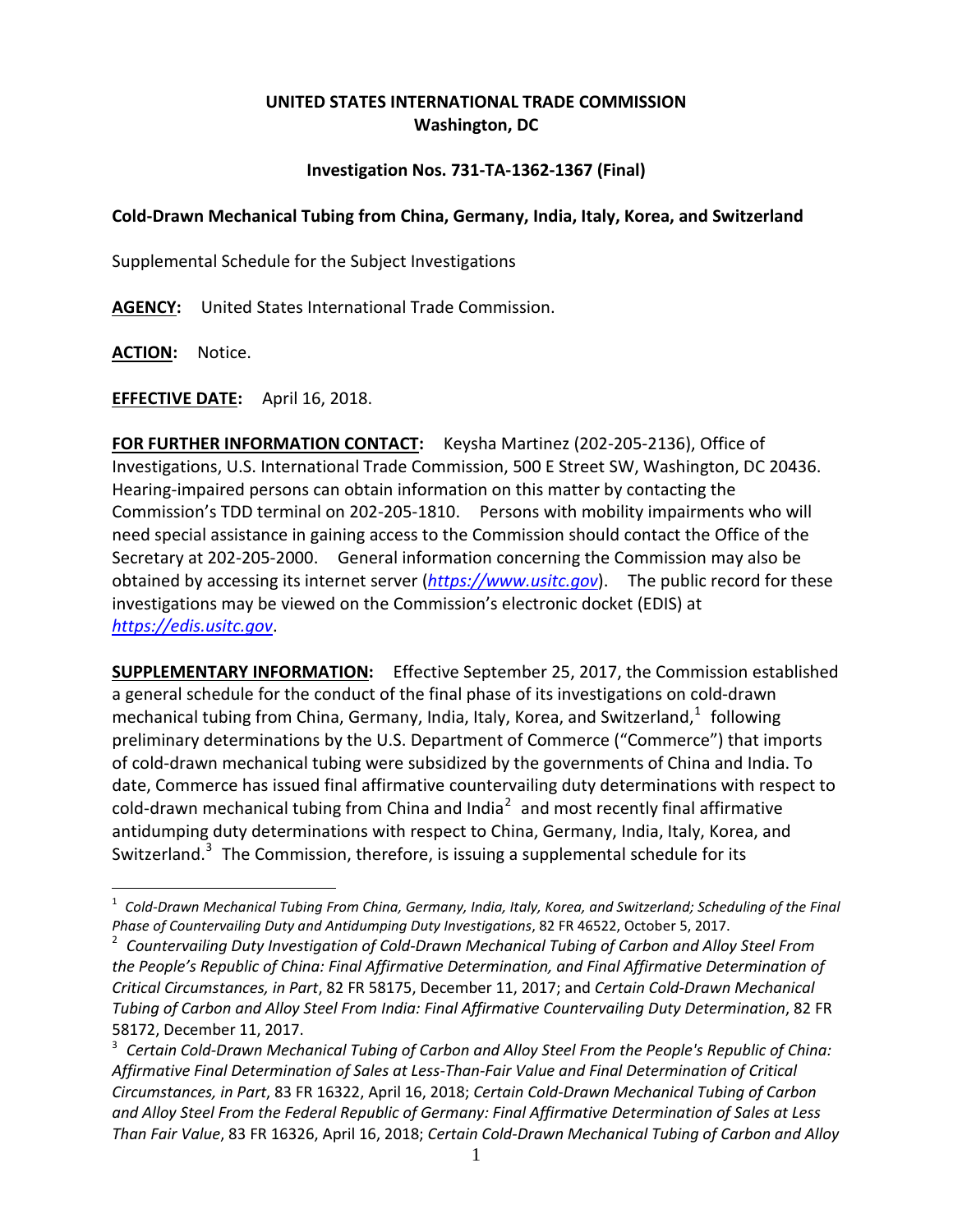**UNITED STATES INTERNATIONAL TRADE COMMISSION**
**Washington, DC**

**Investigation Nos. 731-TA-1362-1367 (Final)**

**Cold-Drawn Mechanical Tubing from China, Germany, India, Italy, Korea, and Switzerland**

Supplemental Schedule for the Subject Investigations

**AGENCY:** United States International Trade Commission.

**ACTION:** Notice.

**EFFECTIVE DATE:** April 16, 2018.

**FOR FURTHER INFORMATION CONTACT:** Keysha Martinez (202-205-2136), Office of Investigations, U.S. International Trade Commission, 500 E Street SW, Washington, DC 20436. Hearing-impaired persons can obtain information on this matter by contacting the Commission's TDD terminal on 202-205-1810. Persons with mobility impairments who will need special assistance in gaining access to the Commission should contact the Office of the Secretary at 202-205-2000. General information concerning the Commission may also be obtained by accessing its internet server (*https://www.usitc.gov*). The public record for these investigations may be viewed on the Commission's electronic docket (EDIS) at *https://edis.usitc.gov*.

**SUPPLEMENTARY INFORMATION:** Effective September 25, 2017, the Commission established a general schedule for the conduct of the final phase of its investigations on cold-drawn mechanical tubing from China, Germany, India, Italy, Korea, and Switzerland,[1] following preliminary determinations by the U.S. Department of Commerce ("Commerce") that imports of cold-drawn mechanical tubing were subsidized by the governments of China and India. To date, Commerce has issued final affirmative countervailing duty determinations with respect to cold-drawn mechanical tubing from China and India[2] and most recently final affirmative antidumping duty determinations with respect to China, Germany, India, Italy, Korea, and Switzerland.[3] The Commission, therefore, is issuing a supplemental schedule for its

[1] *Cold-Drawn Mechanical Tubing From China, Germany, India, Italy, Korea, and Switzerland; Scheduling of the Final Phase of Countervailing Duty and Antidumping Duty Investigations*, 82 FR 46522, October 5, 2017.

[2] *Countervailing Duty Investigation of Cold-Drawn Mechanical Tubing of Carbon and Alloy Steel From the People's Republic of China: Final Affirmative Determination, and Final Affirmative Determination of Critical Circumstances, in Part*, 82 FR 58175, December 11, 2017; and *Certain Cold-Drawn Mechanical Tubing of Carbon and Alloy Steel From India: Final Affirmative Countervailing Duty Determination*, 82 FR 58172, December 11, 2017.

[3] *Certain Cold-Drawn Mechanical Tubing of Carbon and Alloy Steel From the People's Republic of China: Affirmative Final Determination of Sales at Less-Than-Fair Value and Final Determination of Critical Circumstances, in Part*, 83 FR 16322, April 16, 2018; *Certain Cold-Drawn Mechanical Tubing of Carbon and Alloy Steel From the Federal Republic of Germany: Final Affirmative Determination of Sales at Less Than Fair Value*, 83 FR 16326, April 16, 2018; *Certain Cold-Drawn Mechanical Tubing of Carbon and Alloy*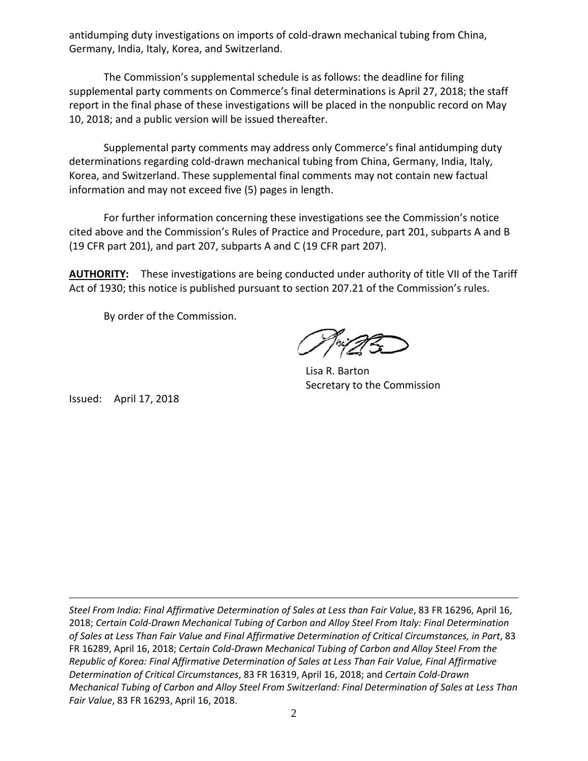antidumping duty investigations on imports of cold-drawn mechanical tubing from China, Germany, India, Italy, Korea, and Switzerland.

The Commission's supplemental schedule is as follows: the deadline for filing supplemental party comments on Commerce's final determinations is April 27, 2018; the staff report in the final phase of these investigations will be placed in the nonpublic record on May 10, 2018; and a public version will be issued thereafter.

Supplemental party comments may address only Commerce's final antidumping duty determinations regarding cold-drawn mechanical tubing from China, Germany, India, Italy, Korea, and Switzerland. These supplemental final comments may not contain new factual information and may not exceed five (5) pages in length.

For further information concerning these investigations see the Commission's notice cited above and the Commission's Rules of Practice and Procedure, part 201, subparts A and B (19 CFR part 201), and part 207, subparts A and C (19 CFR part 207).

**AUTHORITY:** These investigations are being conducted under authority of title VII of the Tariff Act of 1930; this notice is published pursuant to section 207.21 of the Commission's rules.

By order of the Commission.

Lisa R. Barton
Secretary to the Commission

Issued: April 17, 2018

---

*Steel From India: Final Affirmative Determination of Sales at Less than Fair Value*, 83 FR 16296, April 16, 2018; *Certain Cold-Drawn Mechanical Tubing of Carbon and Alloy Steel From Italy: Final Determination of Sales at Less Than Fair Value and Final Affirmative Determination of Critical Circumstances, in Part*, 83 FR 16289, April 16, 2018; *Certain Cold-Drawn Mechanical Tubing of Carbon and Alloy Steel From the Republic of Korea: Final Affirmative Determination of Sales at Less Than Fair Value, Final Affirmative Determination of Critical Circumstances*, 83 FR 16319, April 16, 2018; and *Certain Cold-Drawn Mechanical Tubing of Carbon and Alloy Steel From Switzerland: Final Determination of Sales at Less Than Fair Value*, 83 FR 16293, April 16, 2018.